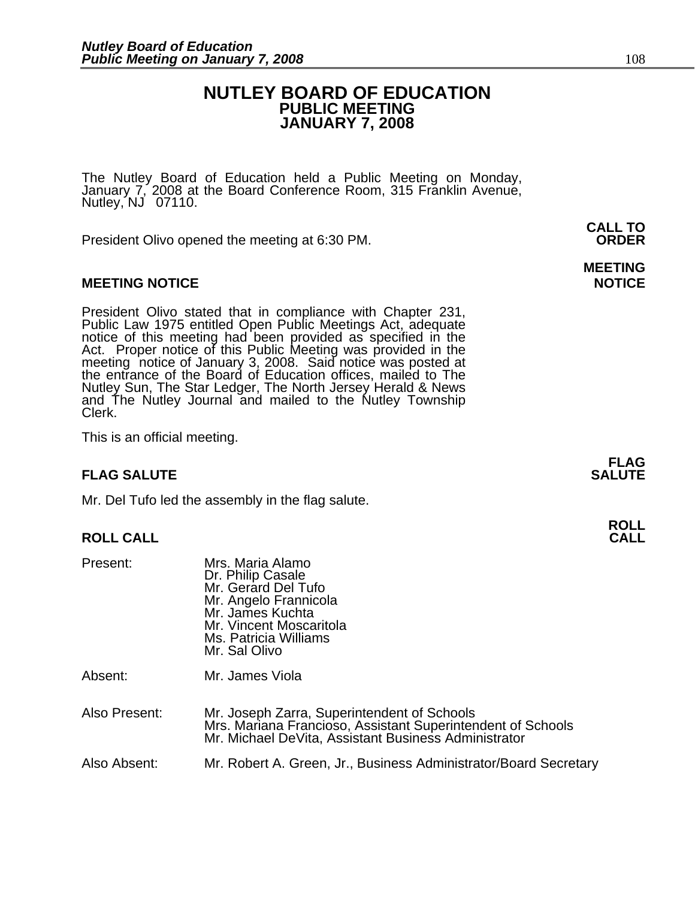# NUTLEY BOARD OF EDUCATION
## PUBLIC MEETING
## JANUARY 7, 2008

The Nutley Board of Education held a Public Meeting on Monday, January 7, 2008 at the Board Conference Room, 315 Franklin Avenue, Nutley, NJ 07110.

**CALL TO ORDER**

President Olivo opened the meeting at 6:30 PM.

**MEETING NOTICE**

President Olivo stated that in compliance with Chapter 231, Public Law 1975 entitled Open Public Meetings Act, adequate notice of this meeting had been provided as specified in the Act. Proper notice of this Public Meeting was provided in the meeting notice of January 3, 2008. Said notice was posted at the entrance of the Board of Education offices, mailed to The Nutley Sun, The Star Ledger, The North Jersey Herald & News and The Nutley Journal and mailed to the Nutley Township Clerk.

This is an official meeting.

**FLAG SALUTE**

Mr. Del Tufo led the assembly in the flag salute.

**ROLL CALL**

| | |
|---|---|
| Present: | Mrs. Maria Alamo<br>Dr. Philip Casale<br>Mr. Gerard Del Tufo<br>Mr. Angelo Frannicola<br>Mr. James Kuchta<br>Mr. Vincent Moscaritola<br>Ms. Patricia Williams<br>Mr. Sal Olivo |
| Absent: | Mr. James Viola |
| Also Present: | Mr. Joseph Zarra, Superintendent of Schools<br>Mrs. Mariana Francioso, Assistant Superintendent of Schools<br>Mr. Michael DeVita, Assistant Business Administrator |
| Also Absent: | Mr. Robert A. Green, Jr., Business Administrator/Board Secretary |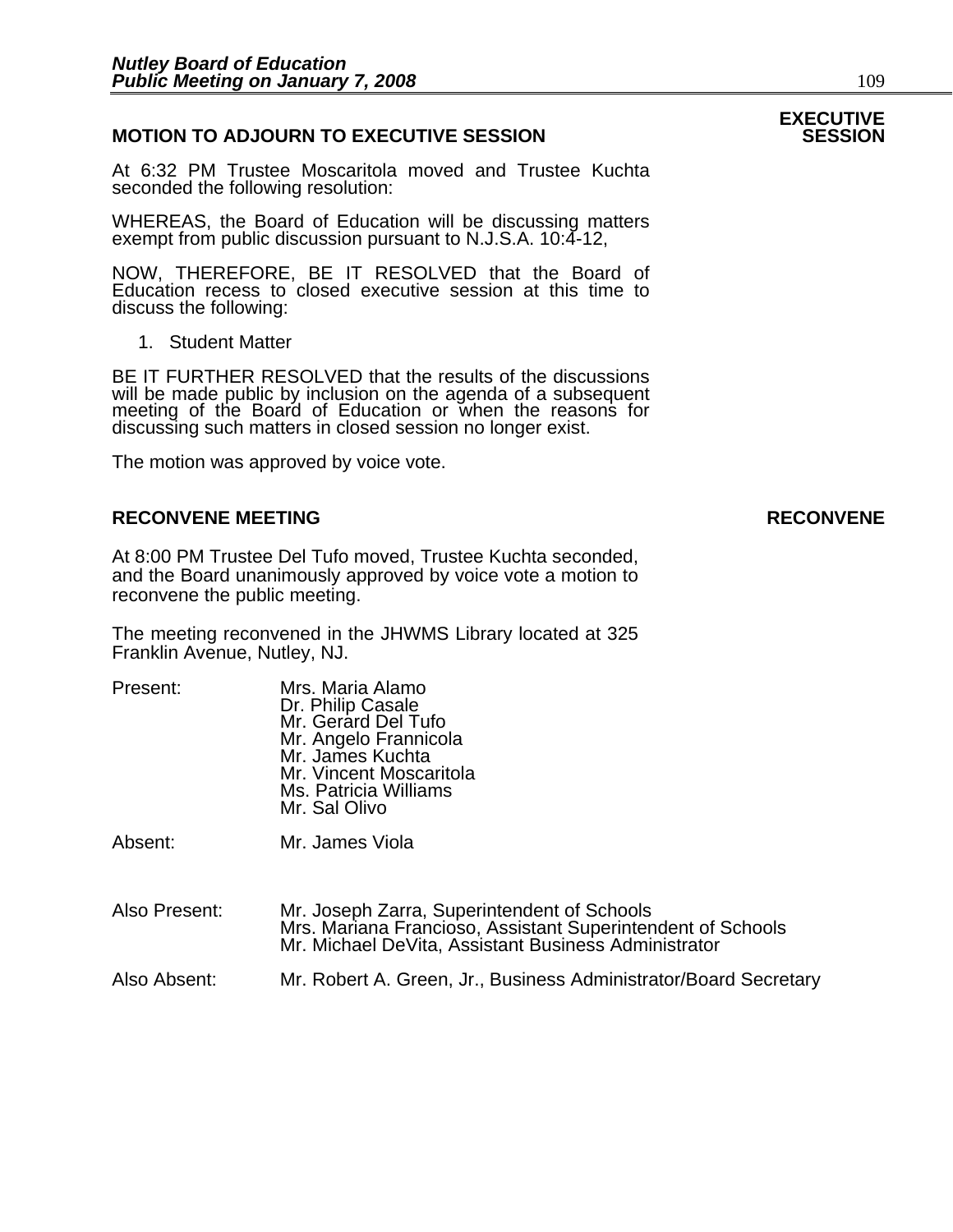## MOTION TO ADJOURN TO EXECUTIVE SESSION

**EXECUTIVE SESSION**

At 6:32 PM Trustee Moscaritola moved and Trustee Kuchta seconded the following resolution:

WHEREAS, the Board of Education will be discussing matters exempt from public discussion pursuant to N.J.S.A. 10:4-12,

NOW, THEREFORE, BE IT RESOLVED that the Board of Education recess to closed executive session at this time to discuss the following:

1. Student Matter

BE IT FURTHER RESOLVED that the results of the discussions will be made public by inclusion on the agenda of a subsequent meeting of the Board of Education or when the reasons for discussing such matters in closed session no longer exist.

The motion was approved by voice vote.

## RECONVENE MEETING

**RECONVENE**

At 8:00 PM Trustee Del Tufo moved, Trustee Kuchta seconded, and the Board unanimously approved by voice vote a motion to reconvene the public meeting.

The meeting reconvened in the JHWMS Library located at 325 Franklin Avenue, Nutley, NJ.

Present:
- Mrs. Maria Alamo
- Dr. Philip Casale
- Mr. Gerard Del Tufo
- Mr. Angelo Frannicola
- Mr. James Kuchta
- Mr. Vincent Moscaritola
- Ms. Patricia Williams
- Mr. Sal Olivo

Absent:
- Mr. James Viola

Also Present:
- Mr. Joseph Zarra, Superintendent of Schools
- Mrs. Mariana Francioso, Assistant Superintendent of Schools
- Mr. Michael DeVita, Assistant Business Administrator

Also Absent:
- Mr. Robert A. Green, Jr., Business Administrator/Board Secretary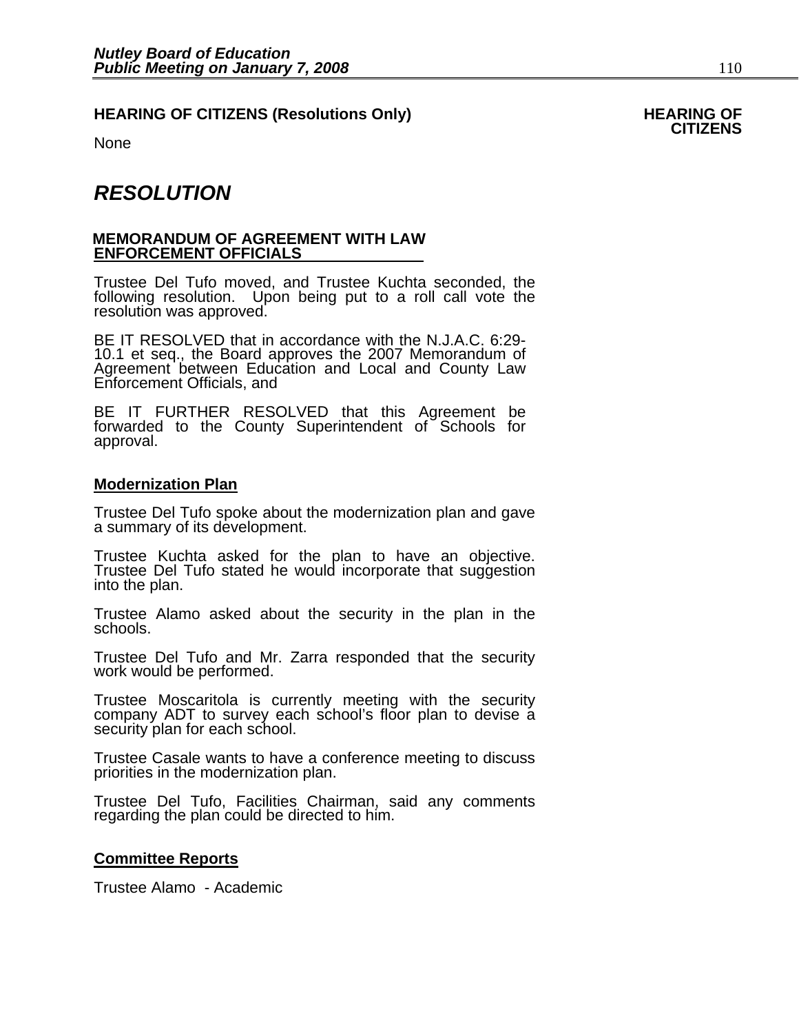## HEARING OF CITIZENS (Resolutions Only)

**HEARING OF CITIZENS**

None

# *RESOLUTION*

**MEMORANDUM OF AGREEMENT WITH LAW ENFORCEMENT OFFICIALS**

Trustee Del Tufo moved, and Trustee Kuchta seconded, the following resolution. Upon being put to a roll call vote the resolution was approved.

BE IT RESOLVED that in accordance with the N.J.A.C. 6:29-10.1 et seq., the Board approves the 2007 Memorandum of Agreement between Education and Local and County Law Enforcement Officials, and

BE IT FURTHER RESOLVED that this Agreement be forwarded to the County Superintendent of Schools for approval.

**Modernization Plan**

Trustee Del Tufo spoke about the modernization plan and gave a summary of its development.

Trustee Kuchta asked for the plan to have an objective. Trustee Del Tufo stated he would incorporate that suggestion into the plan.

Trustee Alamo asked about the security in the plan in the schools.

Trustee Del Tufo and Mr. Zarra responded that the security work would be performed.

Trustee Moscaritola is currently meeting with the security company ADT to survey each school's floor plan to devise a security plan for each school.

Trustee Casale wants to have a conference meeting to discuss priorities in the modernization plan.

Trustee Del Tufo, Facilities Chairman, said any comments regarding the plan could be directed to him.

**Committee Reports**

Trustee Alamo - Academic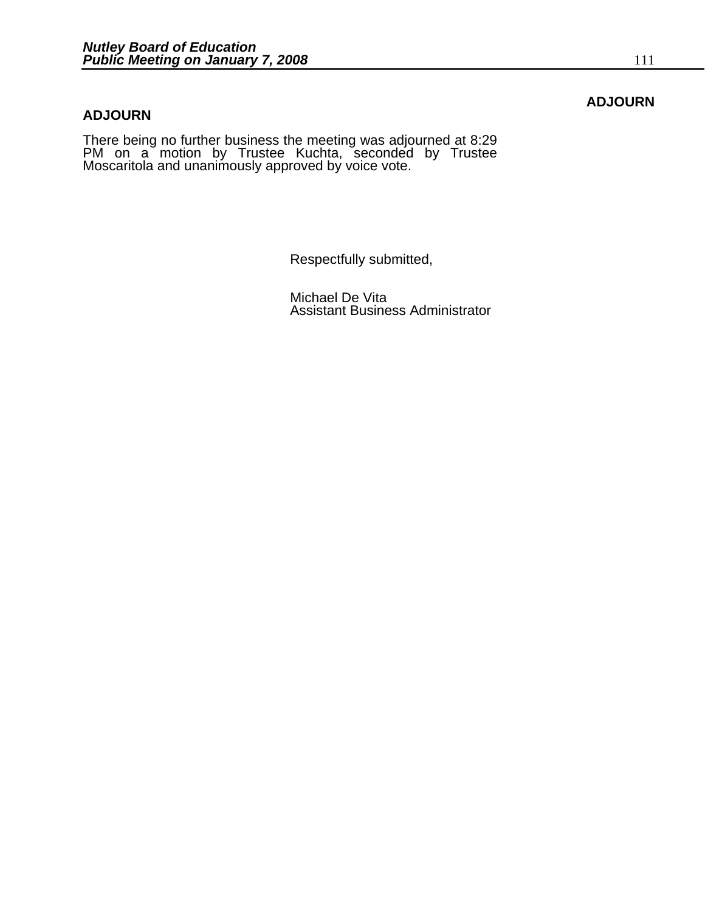**ADJOURN**

## ADJOURN

There being no further business the meeting was adjourned at 8:29 PM on a motion by Trustee Kuchta, seconded by Trustee Moscaritola and unanimously approved by voice vote.

Respectfully submitted,

Michael De Vita
Assistant Business Administrator